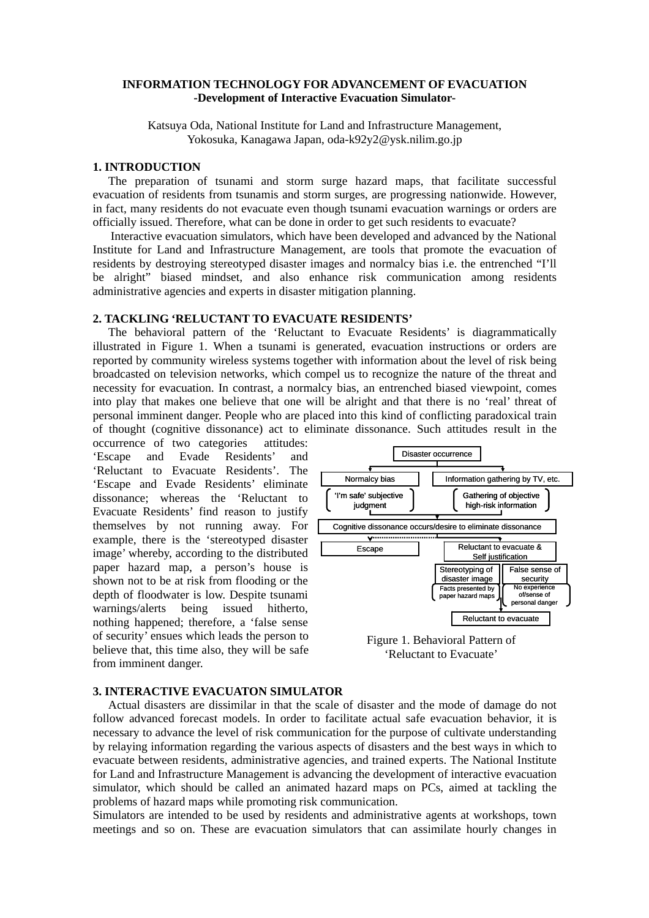# INFORMATION TECHNOLOGY FOR ADVANCEMENT OF EVACUATION
## -Development of Interactive Evacuation Simulator-

Katsuya Oda, National Institute for Land and Infrastructure Management,
Yokosuka, Kanagawa Japan, oda-k92y2@ysk.nilim.go.jp

## 1. INTRODUCTION

The preparation of tsunami and storm surge hazard maps, that facilitate successful evacuation of residents from tsunamis and storm surges, are progressing nationwide. However, in fact, many residents do not evacuate even though tsunami evacuation warnings or orders are officially issued. Therefore, what can be done in order to get such residents to evacuate?

Interactive evacuation simulators, which have been developed and advanced by the National Institute for Land and Infrastructure Management, are tools that promote the evacuation of residents by destroying stereotyped disaster images and normalcy bias i.e. the entrenched "I'll be alright" biased mindset, and also enhance risk communication among residents administrative agencies and experts in disaster mitigation planning.

## 2. TACKLING 'RELUCTANT TO EVACUATE RESIDENTS'

The behavioral pattern of the 'Reluctant to Evacuate Residents' is diagrammatically illustrated in Figure 1. When a tsunami is generated, evacuation instructions or orders are reported by community wireless systems together with information about the level of risk being broadcasted on television networks, which compel us to recognize the nature of the threat and necessity for evacuation. In contrast, a normalcy bias, an entrenched biased viewpoint, comes into play that makes one believe that one will be alright and that there is no 'real' threat of personal imminent danger. People who are placed into this kind of conflicting paradoxical train of thought (cognitive dissonance) act to eliminate dissonance. Such attitudes result in the occurrence of two categories attitudes: 'Escape and Evade Residents' and 'Reluctant to Evacuate Residents'. The 'Escape and Evade Residents' eliminate dissonance; whereas the 'Reluctant to Evacuate Residents' find reason to justify themselves by not running away. For example, there is the 'stereotyped disaster image' whereby, according to the distributed paper hazard map, a person's house is shown not to be at risk from flooding or the depth of floodwater is low. Despite tsunami warnings/alerts being issued hitherto, nothing happened; therefore, a 'false sense of security' ensues which leads the person to believe that, this time also, they will be safe from imminent danger.

Disaster occurrence
- Normalcy bias — ('I'm safe' subjective judgment)
- Information gathering by TV, etc. — (Gathering of objective high-risk information)

Cognitive dissonance occurs/desire to eliminate dissonance
- Escape
- Reluctant to evacuate & Self justification
  - Stereotyping of disaster image — (Facts presented by paper hazard maps)
  - False sense of security — (No experience of/sense of personal danger)
  - Reluctant to evacuate

Figure 1. Behavioral Pattern of 'Reluctant to Evacuate'

## 3. INTERACTIVE EVACUATON SIMULATOR

Actual disasters are dissimilar in that the scale of disaster and the mode of damage do not follow advanced forecast models. In order to facilitate actual safe evacuation behavior, it is necessary to advance the level of risk communication for the purpose of cultivate understanding by relaying information regarding the various aspects of disasters and the best ways in which to evacuate between residents, administrative agencies, and trained experts. The National Institute for Land and Infrastructure Management is advancing the development of interactive evacuation simulator, which should be called an animated hazard maps on PCs, aimed at tackling the problems of hazard maps while promoting risk communication.

Simulators are intended to be used by residents and administrative agents at workshops, town meetings and so on. These are evacuation simulators that can assimilate hourly changes in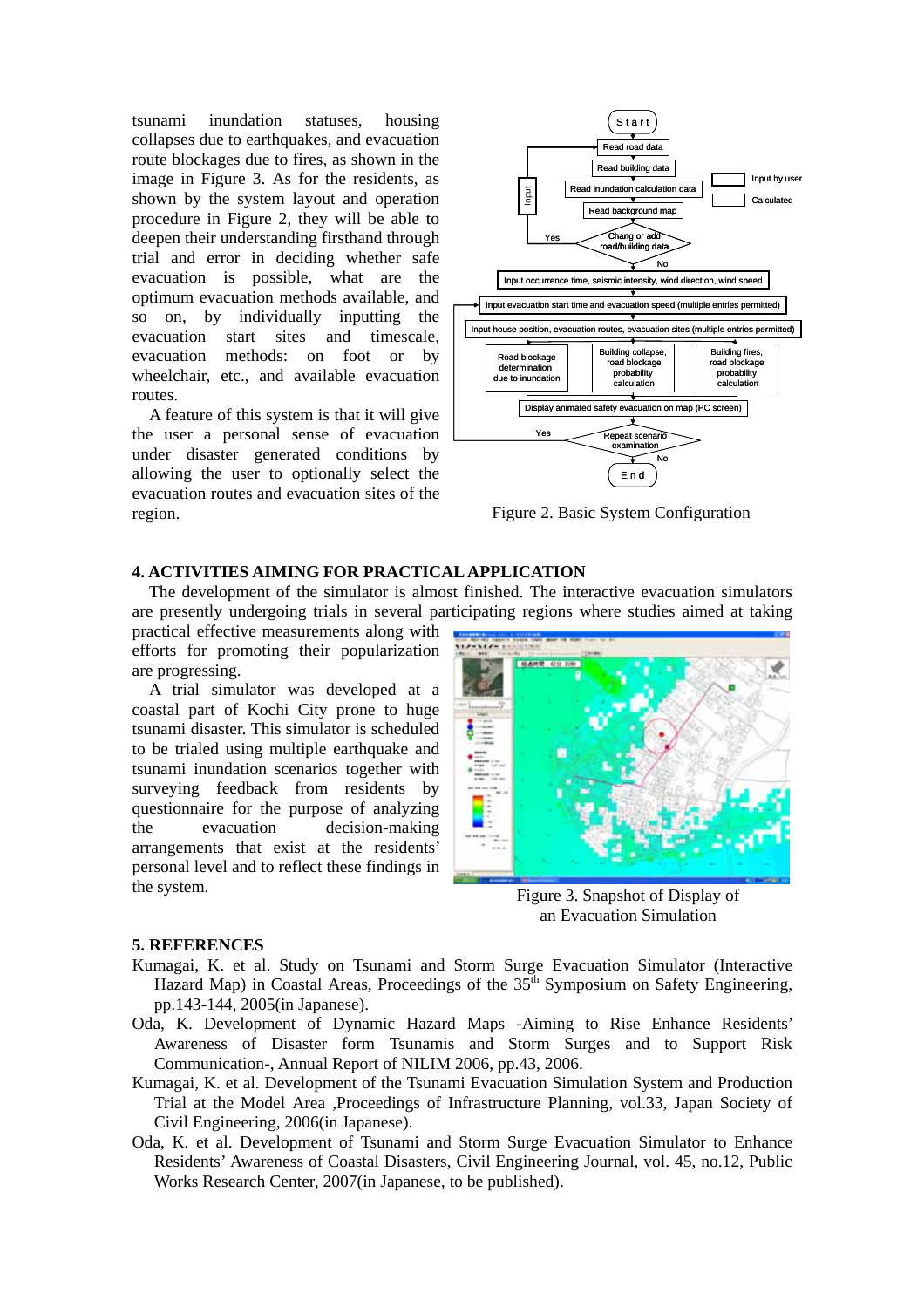tsunami inundation statuses, housing collapses due to earthquakes, and evacuation route blockages due to fires, as shown in the image in Figure 3. As for the residents, as shown by the system layout and operation procedure in Figure 2, they will be able to deepen their understanding firsthand through trial and error in deciding whether safe evacuation is possible, what are the optimum evacuation methods available, and so on, by individually inputting the evacuation start sites and timescale, evacuation methods: on foot or by wheelchair, etc., and available evacuation routes.

A feature of this system is that it will give the user a personal sense of evacuation under disaster generated conditions by allowing the user to optionally select the evacuation routes and evacuation sites of the region.

Start
Read road data
Read building data
Read inundation calculation data
Read background map
Input
Yes
Chang or add road/building data
No
Input by user
Calculated
Input occurrence time, seismic intensity, wind direction, wind speed
Input evacuation start time and evacuation speed (multiple entries permitted)
Input house position, evacuation routes, evacuation sites (multiple entries permitted)
Road blockage determination due to inundation
Building collapse, road blockage probability calculation
Building fires, road blockage probability calculation
Display animated safety evacuation on map (PC screen)
Yes
Repeat scenario examination
No
End

Figure 2. Basic System Configuration

## 4. ACTIVITIES AIMING FOR PRACTICAL APPLICATION

The development of the simulator is almost finished. The interactive evacuation simulators are presently undergoing trials in several participating regions where studies aimed at taking practical effective measurements along with efforts for promoting their popularization are progressing.

A trial simulator was developed at a coastal part of Kochi City prone to huge tsunami disaster. This simulator is scheduled to be trialed using multiple earthquake and tsunami inundation scenarios together with surveying feedback from residents by questionnaire for the purpose of analyzing the evacuation decision-making arrangements that exist at the residents' personal level and to reflect these findings in the system.

Figure 3. Snapshot of Display of an Evacuation Simulation

## 5. REFERENCES

Kumagai, K. et al. Study on Tsunami and Storm Surge Evacuation Simulator (Interactive Hazard Map) in Coastal Areas, Proceedings of the 35th Symposium on Safety Engineering, pp.143-144, 2005(in Japanese).

Oda, K. Development of Dynamic Hazard Maps -Aiming to Rise Enhance Residents' Awareness of Disaster form Tsunamis and Storm Surges and to Support Risk Communication-, Annual Report of NILIM 2006, pp.43, 2006.

Kumagai, K. et al. Development of the Tsunami Evacuation Simulation System and Production Trial at the Model Area ,Proceedings of Infrastructure Planning, vol.33, Japan Society of Civil Engineering, 2006(in Japanese).

Oda, K. et al. Development of Tsunami and Storm Surge Evacuation Simulator to Enhance Residents' Awareness of Coastal Disasters, Civil Engineering Journal, vol. 45, no.12, Public Works Research Center, 2007(in Japanese, to be published).